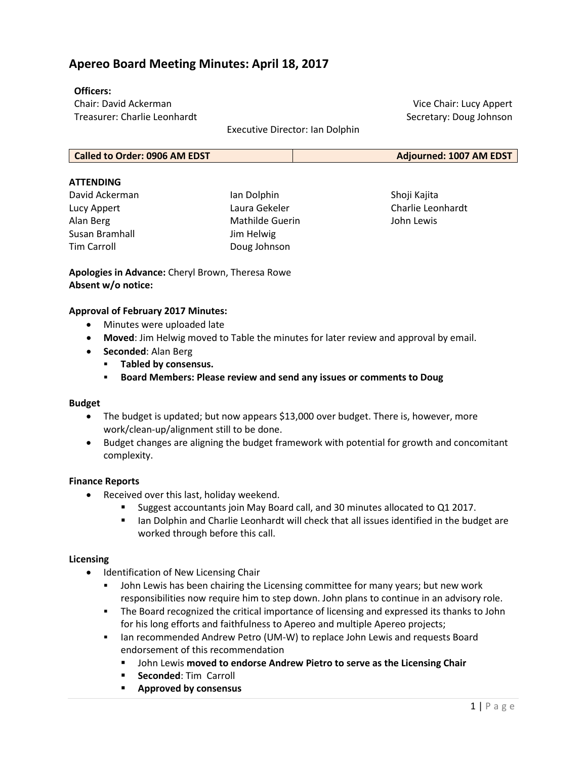# Apereo Board Meeting Minutes: April 18, 2017

**Officers:**

Chair: David Ackerman
Vice Chair: Lucy Appert
Treasurer: Charlie Leonhardt
Secretary: Doug Johnson
Executive Director: Ian Dolphin

| **Called to Order: 0906 AM EDST** | **Adjourned: 1007 AM EDST** |
|---|---|

**ATTENDING**

David Ackerman
Lucy Appert
Alan Berg
Susan Bramhall
Tim Carroll
Ian Dolphin
Laura Gekeler
Mathilde Guerin
Jim Helwig
Doug Johnson
Shoji Kajita
Charlie Leonhardt
John Lewis

**Apologies in Advance:** Cheryl Brown, Theresa Rowe
**Absent w/o notice:**

**Approval of February 2017 Minutes:**

- Minutes were uploaded late
- **Moved**: Jim Helwig moved to Table the minutes for later review and approval by email.
- **Seconded**: Alan Berg
  - **Tabled by consensus.**
  - **Board Members: Please review and send any issues or comments to Doug**

**Budget**

- The budget is updated; but now appears $13,000 over budget. There is, however, more work/clean-up/alignment still to be done.
- Budget changes are aligning the budget framework with potential for growth and concomitant complexity.

**Finance Reports**

- Received over this last, holiday weekend.
  - Suggest accountants join May Board call, and 30 minutes allocated to Q1 2017.
  - Ian Dolphin and Charlie Leonhardt will check that all issues identified in the budget are worked through before this call.

**Licensing**

- Identification of New Licensing Chair
  - John Lewis has been chairing the Licensing committee for many years; but new work responsibilities now require him to step down. John plans to continue in an advisory role.
  - The Board recognized the critical importance of licensing and expressed its thanks to John for his long efforts and faithfulness to Apereo and multiple Apereo projects;
  - Ian recommended Andrew Petro (UM-W) to replace John Lewis and requests Board endorsement of this recommendation
    - John Lewis **moved to endorse Andrew Pietro to serve as the Licensing Chair**
    - **Seconded**: Tim Carroll
    - **Approved by consensus**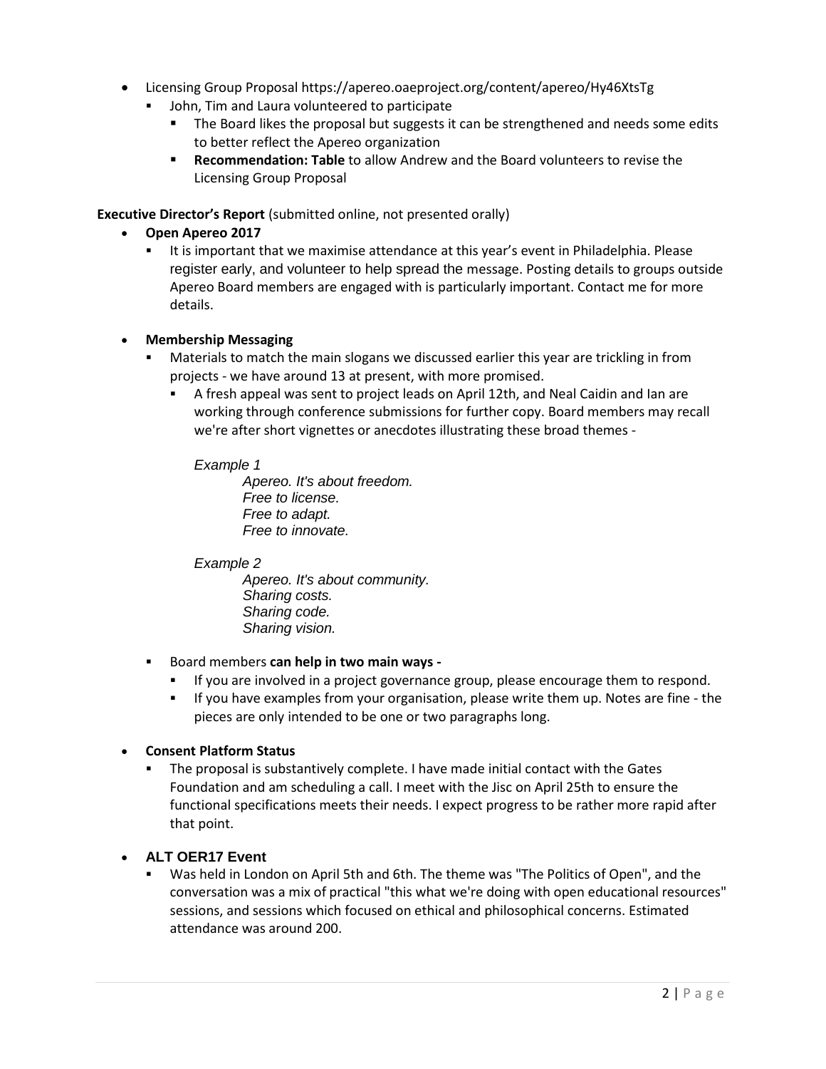- Licensing Group Proposal https://apereo.oaeproject.org/content/apereo/Hy46XtsTg
  - John, Tim and Laura volunteered to participate
    - The Board likes the proposal but suggests it can be strengthened and needs some edits to better reflect the Apereo organization
    - **Recommendation: Table** to allow Andrew and the Board volunteers to revise the Licensing Group Proposal

**Executive Director's Report** (submitted online, not presented orally)

- **Open Apereo 2017**
  - It is important that we maximise attendance at this year's event in Philadelphia. Please register early, and volunteer to help spread the message. Posting details to groups outside Apereo Board members are engaged with is particularly important. Contact me for more details.

- **Membership Messaging**
  - Materials to match the main slogans we discussed earlier this year are trickling in from projects - we have around 13 at present, with more promised.
    - A fresh appeal was sent to project leads on April 12th, and Neal Caidin and Ian are working through conference submissions for further copy. Board members may recall we're after short vignettes or anecdotes illustrating these broad themes -

      *Example 1*

      *Apereo. It's about freedom.*
      *Free to license.*
      *Free to adapt.*
      *Free to innovate.*

      *Example 2*

      *Apereo. It's about community.*
      *Sharing costs.*
      *Sharing code.*
      *Sharing vision.*

  - Board members **can help in two main ways -**
    - If you are involved in a project governance group, please encourage them to respond.
    - If you have examples from your organisation, please write them up. Notes are fine - the pieces are only intended to be one or two paragraphs long.

- **Consent Platform Status**
  - The proposal is substantively complete. I have made initial contact with the Gates Foundation and am scheduling a call. I meet with the Jisc on April 25th to ensure the functional specifications meets their needs. I expect progress to be rather more rapid after that point.

- **ALT OER17 Event**
  - Was held in London on April 5th and 6th. The theme was "The Politics of Open", and the conversation was a mix of practical "this what we're doing with open educational resources" sessions, and sessions which focused on ethical and philosophical concerns. Estimated attendance was around 200.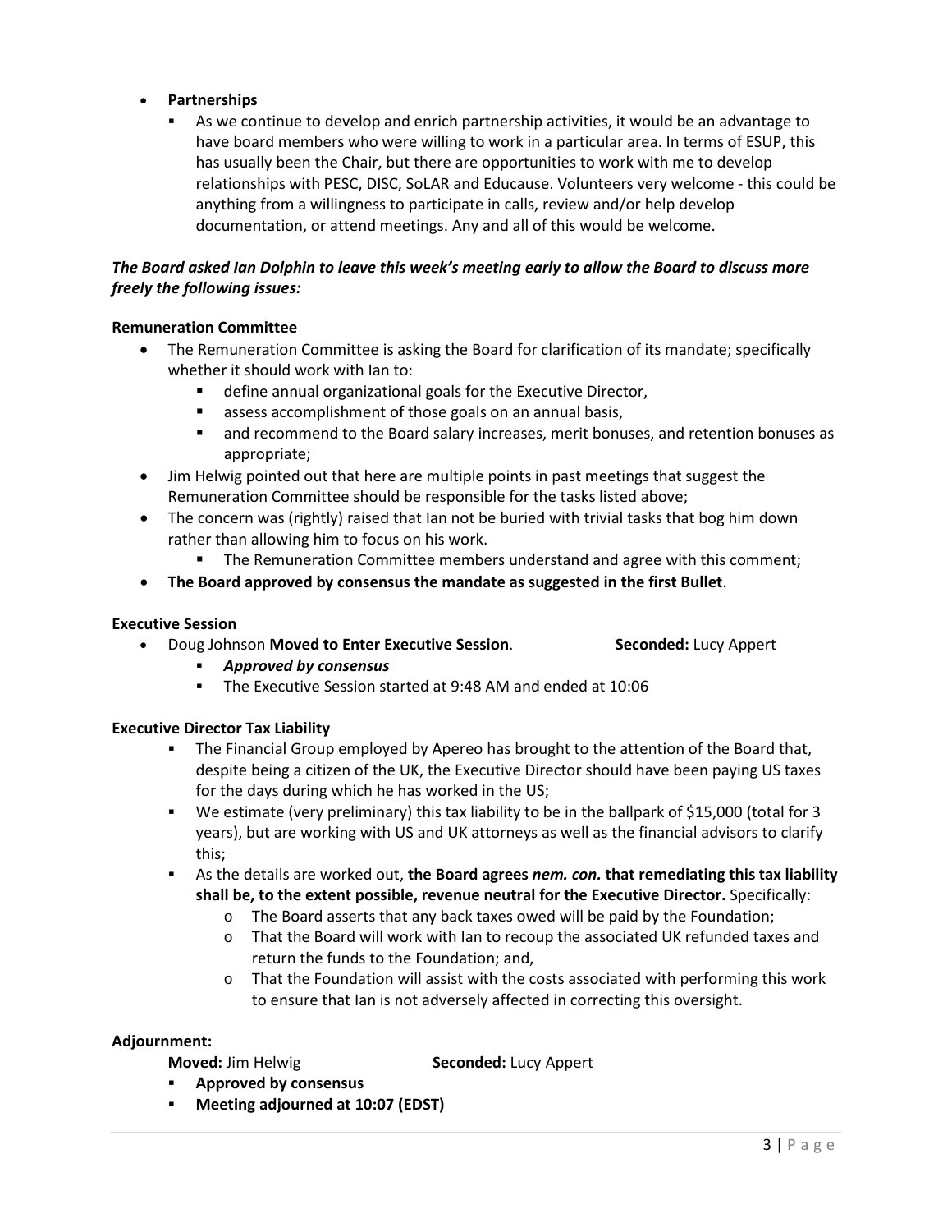- **Partnerships**
  - As we continue to develop and enrich partnership activities, it would be an advantage to have board members who were willing to work in a particular area. In terms of ESUP, this has usually been the Chair, but there are opportunities to work with me to develop relationships with PESC, DISC, SoLAR and Educause. Volunteers very welcome - this could be anything from a willingness to participate in calls, review and/or help develop documentation, or attend meetings. Any and all of this would be welcome.

***The Board asked Ian Dolphin to leave this week's meeting early to allow the Board to discuss more freely the following issues:***

**Remuneration Committee**

- The Remuneration Committee is asking the Board for clarification of its mandate; specifically whether it should work with Ian to:
  - define annual organizational goals for the Executive Director,
  - assess accomplishment of those goals on an annual basis,
  - and recommend to the Board salary increases, merit bonuses, and retention bonuses as appropriate;
- Jim Helwig pointed out that here are multiple points in past meetings that suggest the Remuneration Committee should be responsible for the tasks listed above;
- The concern was (rightly) raised that Ian not be buried with trivial tasks that bog him down rather than allowing him to focus on his work.
  - The Remuneration Committee members understand and agree with this comment;
- **The Board approved by consensus the mandate as suggested in the first Bullet**.

**Executive Session**

- Doug Johnson **Moved to Enter Executive Session**. **Seconded:** Lucy Appert
  - ***Approved by consensus***
  - The Executive Session started at 9:48 AM and ended at 10:06

**Executive Director Tax Liability**

- The Financial Group employed by Apereo has brought to the attention of the Board that, despite being a citizen of the UK, the Executive Director should have been paying US taxes for the days during which he has worked in the US;
- We estimate (very preliminary) this tax liability to be in the ballpark of $15,000 (total for 3 years), but are working with US and UK attorneys as well as the financial advisors to clarify this;
- As the details are worked out, **the Board agrees *nem. con.* that remediating this tax liability shall be, to the extent possible, revenue neutral for the Executive Director.** Specifically:
  - The Board asserts that any back taxes owed will be paid by the Foundation;
  - That the Board will work with Ian to recoup the associated UK refunded taxes and return the funds to the Foundation; and,
  - That the Foundation will assist with the costs associated with performing this work to ensure that Ian is not adversely affected in correcting this oversight.

**Adjournment:**

**Moved:** Jim Helwig **Seconded:** Lucy Appert

- **Approved by consensus**
- **Meeting adjourned at 10:07 (EDST)**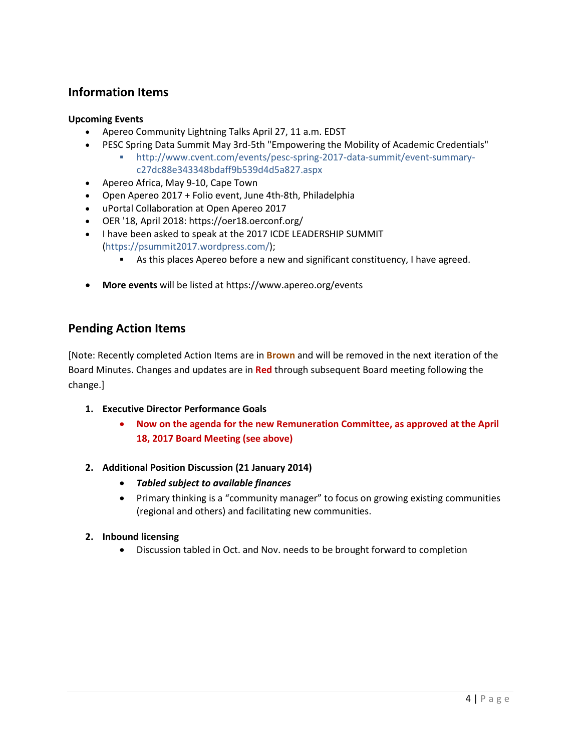## Information Items

**Upcoming Events**

- Apereo Community Lightning Talks April 27, 11 a.m. EDST
- PESC Spring Data Summit May 3rd-5th "Empowering the Mobility of Academic Credentials"
  - http://www.cvent.com/events/pesc-spring-2017-data-summit/event-summary-c27dc88e343348bdaff9b539d4d5a827.aspx
- Apereo Africa, May 9-10, Cape Town
- Open Apereo 2017 + Folio event, June 4th-8th, Philadelphia
- uPortal Collaboration at Open Apereo 2017
- OER '18, April 2018: https://oer18.oerconf.org/
- I have been asked to speak at the 2017 ICDE LEADERSHIP SUMMIT (https://psummit2017.wordpress.com/);
  - As this places Apereo before a new and significant constituency, I have agreed.

- **More events** will be listed at https://www.apereo.org/events

## Pending Action Items

[Note: Recently completed Action Items are in **Brown** and will be removed in the next iteration of the Board Minutes. Changes and updates are in **Red** through subsequent Board meeting following the change.]

1. **Executive Director Performance Goals**
   - **Now on the agenda for the new Remuneration Committee, as approved at the April 18, 2017 Board Meeting (see above)**

2. **Additional Position Discussion (21 January 2014)**
   - ***Tabled subject to available finances***
   - Primary thinking is a "community manager" to focus on growing existing communities (regional and others) and facilitating new communities.

2. **Inbound licensing**
   - Discussion tabled in Oct. and Nov. needs to be brought forward to completion